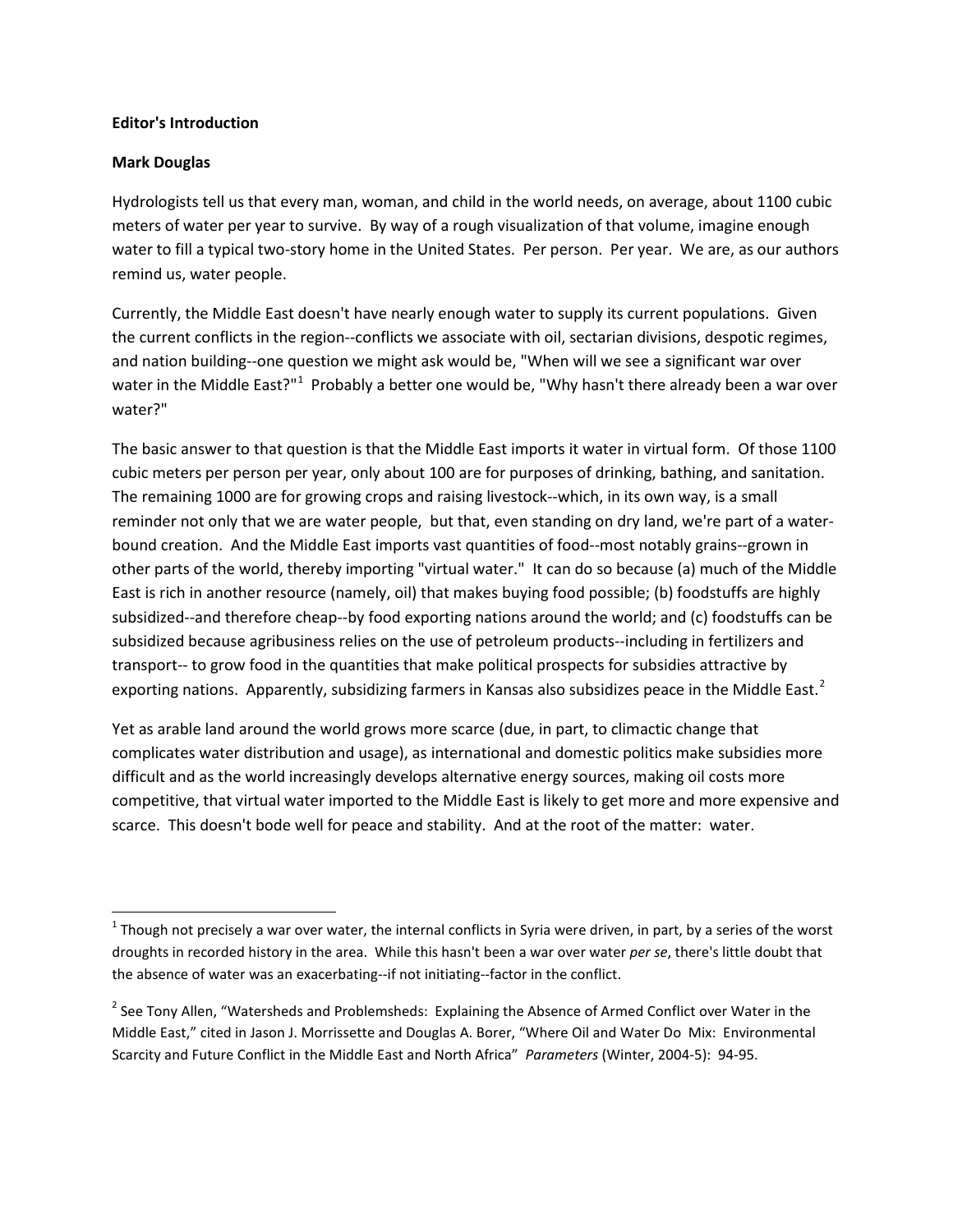**Editor's Introduction**

**Mark Douglas**

Hydrologists tell us that every man, woman, and child in the world needs, on average, about 1100 cubic meters of water per year to survive. By way of a rough visualization of that volume, imagine enough water to fill a typical two-story home in the United States. Per person. Per year. We are, as our authors remind us, water people.

Currently, the Middle East doesn't have nearly enough water to supply its current populations. Given the current conflicts in the region--conflicts we associate with oil, sectarian divisions, despotic regimes, and nation building--one question we might ask would be, "When will we see a significant war over water in the Middle East?"[1] Probably a better one would be, "Why hasn't there already been a war over water?"

The basic answer to that question is that the Middle East imports it water in virtual form. Of those 1100 cubic meters per person per year, only about 100 are for purposes of drinking, bathing, and sanitation. The remaining 1000 are for growing crops and raising livestock--which, in its own way, is a small reminder not only that we are water people, but that, even standing on dry land, we're part of a water-bound creation. And the Middle East imports vast quantities of food--most notably grains--grown in other parts of the world, thereby importing "virtual water." It can do so because (a) much of the Middle East is rich in another resource (namely, oil) that makes buying food possible; (b) foodstuffs are highly subsidized--and therefore cheap--by food exporting nations around the world; and (c) foodstuffs can be subsidized because agribusiness relies on the use of petroleum products--including in fertilizers and transport-- to grow food in the quantities that make political prospects for subsidies attractive by exporting nations. Apparently, subsidizing farmers in Kansas also subsidizes peace in the Middle East.[2]

Yet as arable land around the world grows more scarce (due, in part, to climactic change that complicates water distribution and usage), as international and domestic politics make subsidies more difficult and as the world increasingly develops alternative energy sources, making oil costs more competitive, that virtual water imported to the Middle East is likely to get more and more expensive and scarce. This doesn't bode well for peace and stability. And at the root of the matter: water.

---

[1] Though not precisely a war over water, the internal conflicts in Syria were driven, in part, by a series of the worst droughts in recorded history in the area. While this hasn't been a war over water *per se*, there's little doubt that the absence of water was an exacerbating--if not initiating--factor in the conflict.

[2] See Tony Allen, "Watersheds and Problemsheds: Explaining the Absence of Armed Conflict over Water in the Middle East," cited in Jason J. Morrissette and Douglas A. Borer, "Where Oil and Water Do Mix: Environmental Scarcity and Future Conflict in the Middle East and North Africa" *Parameters* (Winter, 2004-5): 94-95.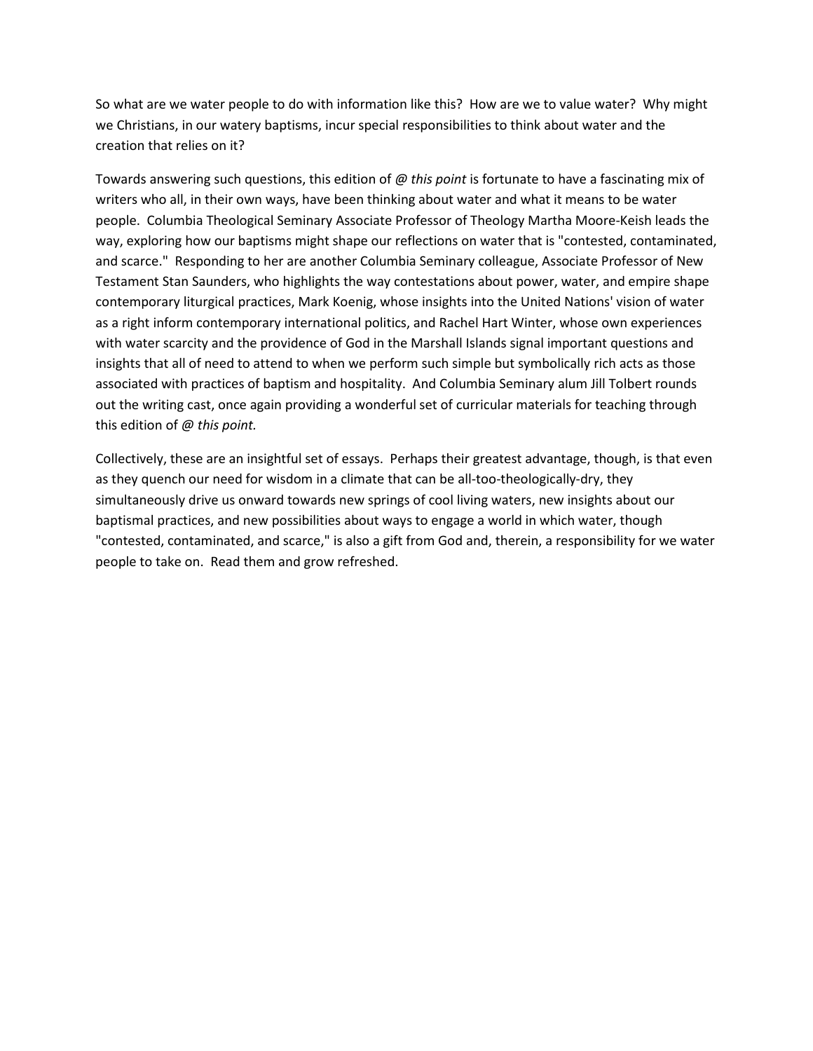So what are we water people to do with information like this? How are we to value water? Why might we Christians, in our watery baptisms, incur special responsibilities to think about water and the creation that relies on it?

Towards answering such questions, this edition of *@ this point* is fortunate to have a fascinating mix of writers who all, in their own ways, have been thinking about water and what it means to be water people. Columbia Theological Seminary Associate Professor of Theology Martha Moore-Keish leads the way, exploring how our baptisms might shape our reflections on water that is "contested, contaminated, and scarce." Responding to her are another Columbia Seminary colleague, Associate Professor of New Testament Stan Saunders, who highlights the way contestations about power, water, and empire shape contemporary liturgical practices, Mark Koenig, whose insights into the United Nations' vision of water as a right inform contemporary international politics, and Rachel Hart Winter, whose own experiences with water scarcity and the providence of God in the Marshall Islands signal important questions and insights that all of need to attend to when we perform such simple but symbolically rich acts as those associated with practices of baptism and hospitality. And Columbia Seminary alum Jill Tolbert rounds out the writing cast, once again providing a wonderful set of curricular materials for teaching through this edition of *@ this point.*

Collectively, these are an insightful set of essays. Perhaps their greatest advantage, though, is that even as they quench our need for wisdom in a climate that can be all-too-theologically-dry, they simultaneously drive us onward towards new springs of cool living waters, new insights about our baptismal practices, and new possibilities about ways to engage a world in which water, though "contested, contaminated, and scarce," is also a gift from God and, therein, a responsibility for we water people to take on. Read them and grow refreshed.